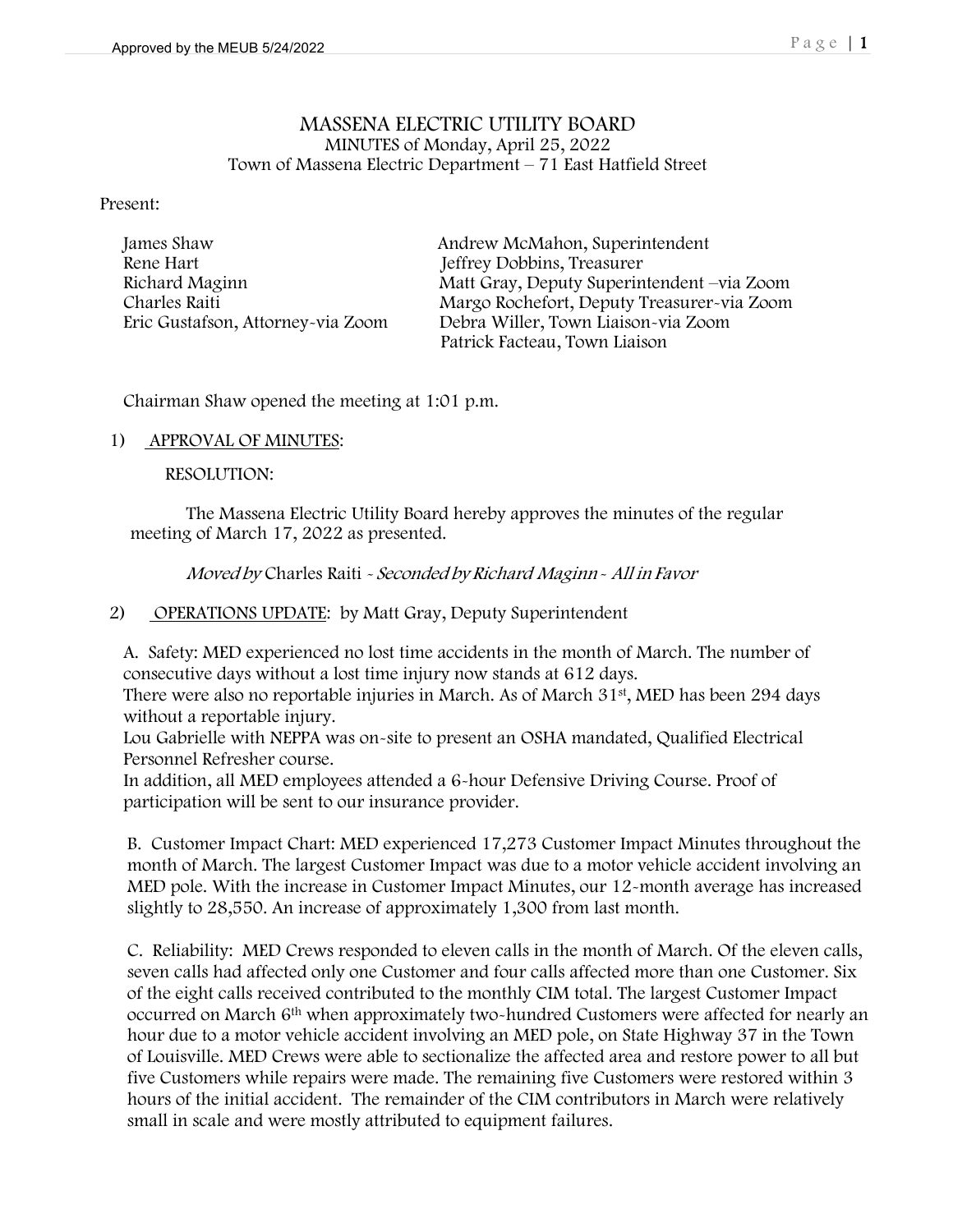# MASSENA ELECTRIC UTILITY BOARD

MINUTES of Monday, April 25, 2022
Town of Massena Electric Department – 71 East Hatfield Street

Present:

| | |
|---|---|
| James Shaw | Andrew McMahon, Superintendent |
| Rene Hart | Jeffrey Dobbins, Treasurer |
| Richard Maginn | Matt Gray, Deputy Superintendent –via Zoom |
| Charles Raiti | Margo Rochefort, Deputy Treasurer-via Zoom |
| Eric Gustafson, Attorney-via Zoom | Debra Willer, Town Liaison-via Zoom |
| | Patrick Facteau, Town Liaison |

Chairman Shaw opened the meeting at 1:01 p.m.

1) APPROVAL OF MINUTES:

RESOLUTION:

The Massena Electric Utility Board hereby approves the minutes of the regular meeting of March 17, 2022 as presented.

*Moved by* Charles Raiti - *Seconded by Richard Maginn - All in Favor*

2) OPERATIONS UPDATE: by Matt Gray, Deputy Superintendent

A. Safety: MED experienced no lost time accidents in the month of March. The number of consecutive days without a lost time injury now stands at 612 days.
There were also no reportable injuries in March. As of March 31st, MED has been 294 days without a reportable injury.
Lou Gabrielle with NEPPA was on-site to present an OSHA mandated, Qualified Electrical Personnel Refresher course.
In addition, all MED employees attended a 6-hour Defensive Driving Course. Proof of participation will be sent to our insurance provider.

B. Customer Impact Chart: MED experienced 17,273 Customer Impact Minutes throughout the month of March. The largest Customer Impact was due to a motor vehicle accident involving an MED pole. With the increase in Customer Impact Minutes, our 12-month average has increased slightly to 28,550. An increase of approximately 1,300 from last month.

C. Reliability: MED Crews responded to eleven calls in the month of March. Of the eleven calls, seven calls had affected only one Customer and four calls affected more than one Customer. Six of the eight calls received contributed to the monthly CIM total. The largest Customer Impact occurred on March 6th when approximately two-hundred Customers were affected for nearly an hour due to a motor vehicle accident involving an MED pole, on State Highway 37 in the Town of Louisville. MED Crews were able to sectionalize the affected area and restore power to all but five Customers while repairs were made. The remaining five Customers were restored within 3 hours of the initial accident. The remainder of the CIM contributors in March were relatively small in scale and were mostly attributed to equipment failures.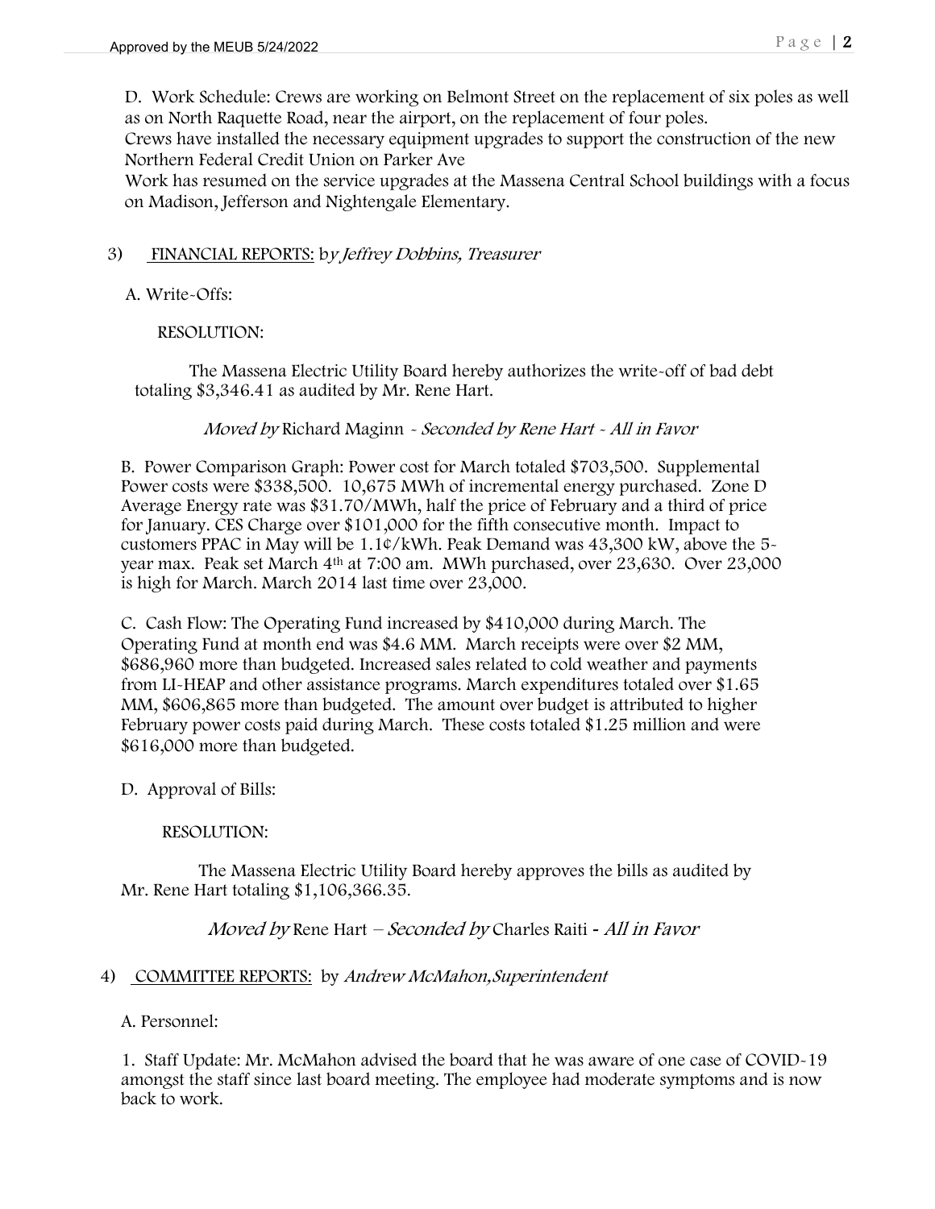D. Work Schedule: Crews are working on Belmont Street on the replacement of six poles as well as on North Raquette Road, near the airport, on the replacement of four poles.
Crews have installed the necessary equipment upgrades to support the construction of the new Northern Federal Credit Union on Parker Ave
Work has resumed on the service upgrades at the Massena Central School buildings with a focus on Madison, Jefferson and Nightengale Elementary.

3) FINANCIAL REPORTS: b*y Jeffrey Dobbins, Treasurer*

A. Write-Offs:

RESOLUTION:

The Massena Electric Utility Board hereby authorizes the write-off of bad debt totaling $3,346.41 as audited by Mr. Rene Hart.

*Moved by* Richard Maginn - *Seconded by Rene Hart - All in Favor*

B. Power Comparison Graph: Power cost for March totaled $703,500. Supplemental Power costs were $338,500. 10,675 MWh of incremental energy purchased. Zone D Average Energy rate was $31.70/MWh, half the price of February and a third of price for January. CES Charge over $101,000 for the fifth consecutive month. Impact to customers PPAC in May will be 1.1¢/kWh. Peak Demand was 43,300 kW, above the 5-year max. Peak set March 4th at 7:00 am. MWh purchased, over 23,630. Over 23,000 is high for March. March 2014 last time over 23,000.

C. Cash Flow: The Operating Fund increased by $410,000 during March. The Operating Fund at month end was $4.6 MM. March receipts were over $2 MM, $686,960 more than budgeted. Increased sales related to cold weather and payments from LI-HEAP and other assistance programs. March expenditures totaled over $1.65 MM, $606,865 more than budgeted. The amount over budget is attributed to higher February power costs paid during March. These costs totaled $1.25 million and were $616,000 more than budgeted.

D. Approval of Bills:

RESOLUTION:

The Massena Electric Utility Board hereby approves the bills as audited by Mr. Rene Hart totaling $1,106,366.35.

*Moved by* Rene Hart – *Seconded by* Charles Raiti - *All in Favor*

4) COMMITTEE REPORTS: by *Andrew McMahon,Superintendent*

A. Personnel:

1. Staff Update: Mr. McMahon advised the board that he was aware of one case of COVID-19 amongst the staff since last board meeting. The employee had moderate symptoms and is now back to work.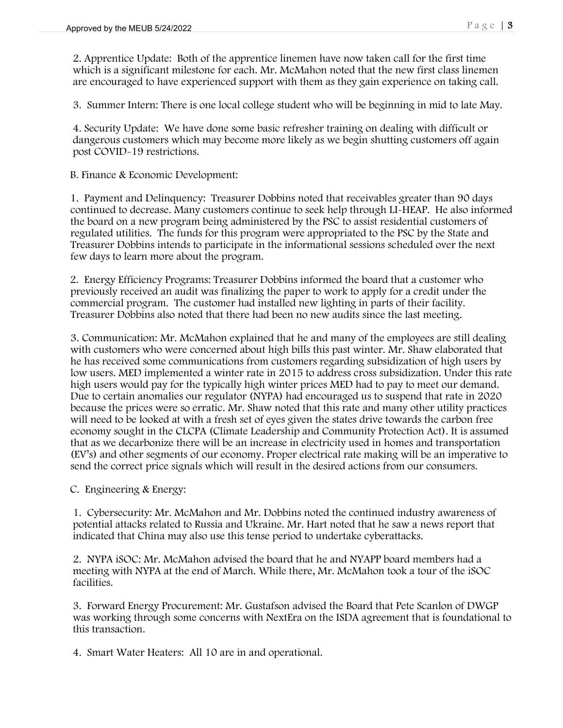2. Apprentice Update: Both of the apprentice linemen have now taken call for the first time which is a significant milestone for each. Mr. McMahon noted that the new first class linemen are encouraged to have experienced support with them as they gain experience on taking call.

3. Summer Intern: There is one local college student who will be beginning in mid to late May.

4. Security Update: We have done some basic refresher training on dealing with difficult or dangerous customers which may become more likely as we begin shutting customers off again post COVID-19 restrictions.

B. Finance & Economic Development:

1. Payment and Delinquency: Treasurer Dobbins noted that receivables greater than 90 days continued to decrease. Many customers continue to seek help through LI-HEAP. He also informed the board on a new program being administered by the PSC to assist residential customers of regulated utilities. The funds for this program were appropriated to the PSC by the State and Treasurer Dobbins intends to participate in the informational sessions scheduled over the next few days to learn more about the program.

2. Energy Efficiency Programs: Treasurer Dobbins informed the board that a customer who previously received an audit was finalizing the paper to work to apply for a credit under the commercial program. The customer had installed new lighting in parts of their facility. Treasurer Dobbins also noted that there had been no new audits since the last meeting.

3. Communication: Mr. McMahon explained that he and many of the employees are still dealing with customers who were concerned about high bills this past winter. Mr. Shaw elaborated that he has received some communications from customers regarding subsidization of high users by low users. MED implemented a winter rate in 2015 to address cross subsidization. Under this rate high users would pay for the typically high winter prices MED had to pay to meet our demand. Due to certain anomalies our regulator (NYPA) had encouraged us to suspend that rate in 2020 because the prices were so erratic. Mr. Shaw noted that this rate and many other utility practices will need to be looked at with a fresh set of eyes given the states drive towards the carbon free economy sought in the CLCPA (Climate Leadership and Community Protection Act). It is assumed that as we decarbonize there will be an increase in electricity used in homes and transportation (EV's) and other segments of our economy. Proper electrical rate making will be an imperative to send the correct price signals which will result in the desired actions from our consumers.

C. Engineering & Energy:

1. Cybersecurity: Mr. McMahon and Mr. Dobbins noted the continued industry awareness of potential attacks related to Russia and Ukraine. Mr. Hart noted that he saw a news report that indicated that China may also use this tense period to undertake cyberattacks.

2. NYPA iSOC: Mr. McMahon advised the board that he and NYAPP board members had a meeting with NYPA at the end of March. While there, Mr. McMahon took a tour of the iSOC facilities.

3. Forward Energy Procurement: Mr. Gustafson advised the Board that Pete Scanlon of DWGP was working through some concerns with NextEra on the ISDA agreement that is foundational to this transaction.

4. Smart Water Heaters: All 10 are in and operational.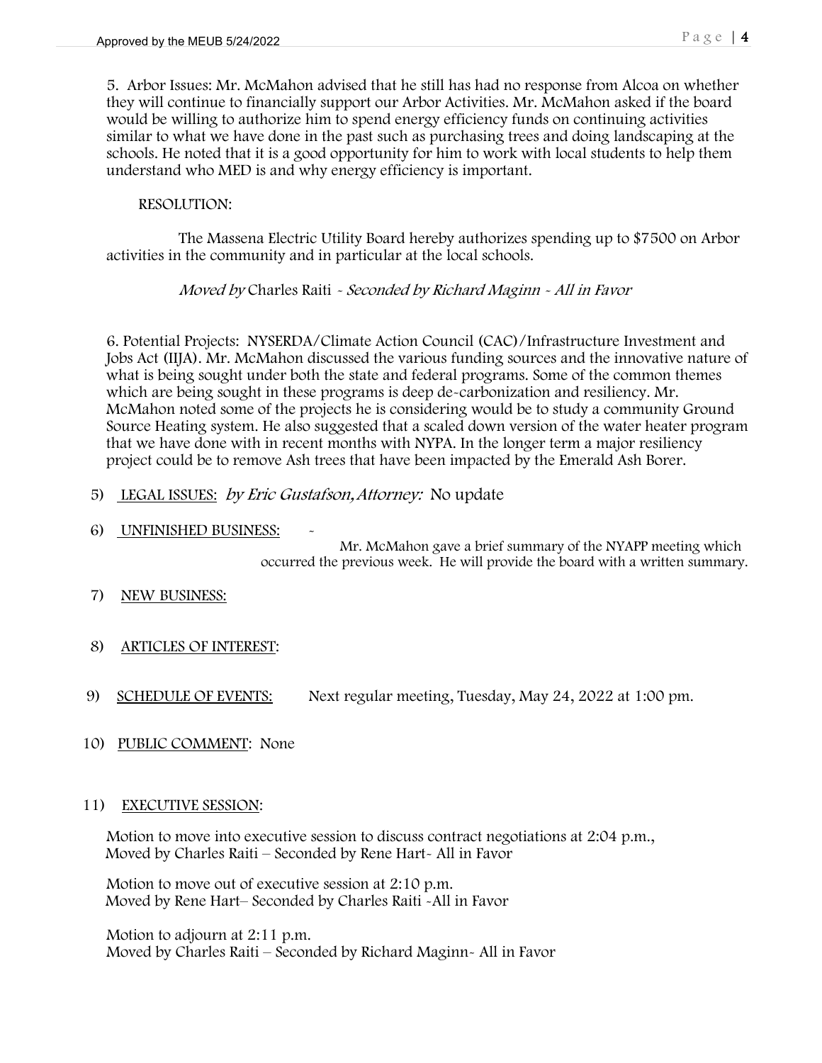5. Arbor Issues: Mr. McMahon advised that he still has had no response from Alcoa on whether they will continue to financially support our Arbor Activities. Mr. McMahon asked if the board would be willing to authorize him to spend energy efficiency funds on continuing activities similar to what we have done in the past such as purchasing trees and doing landscaping at the schools. He noted that it is a good opportunity for him to work with local students to help them understand who MED is and why energy efficiency is important.

RESOLUTION:

The Massena Electric Utility Board hereby authorizes spending up to $7500 on Arbor activities in the community and in particular at the local schools.

*Moved by* Charles Raiti - *Seconded by Richard Maginn - All in Favor*

6. Potential Projects: NYSERDA/Climate Action Council (CAC)/Infrastructure Investment and Jobs Act (IIJA). Mr. McMahon discussed the various funding sources and the innovative nature of what is being sought under both the state and federal programs. Some of the common themes which are being sought in these programs is deep de-carbonization and resiliency. Mr. McMahon noted some of the projects he is considering would be to study a community Ground Source Heating system. He also suggested that a scaled down version of the water heater program that we have done with in recent months with NYPA. In the longer term a major resiliency project could be to remove Ash trees that have been impacted by the Emerald Ash Borer.

5) LEGAL ISSUES: *by Eric Gustafson, Attorney:* No update

6) UNFINISHED BUSINESS: -

Mr. McMahon gave a brief summary of the NYAPP meeting which occurred the previous week. He will provide the board with a written summary.

7) NEW BUSINESS:

8) ARTICLES OF INTEREST:

9) SCHEDULE OF EVENTS: Next regular meeting, Tuesday, May 24, 2022 at 1:00 pm.

10) PUBLIC COMMENT: None

11) EXECUTIVE SESSION:

Motion to move into executive session to discuss contract negotiations at 2:04 p.m., Moved by Charles Raiti – Seconded by Rene Hart- All in Favor

Motion to move out of executive session at 2:10 p.m.
Moved by Rene Hart– Seconded by Charles Raiti -All in Favor

Motion to adjourn at 2:11 p.m.
Moved by Charles Raiti – Seconded by Richard Maginn- All in Favor